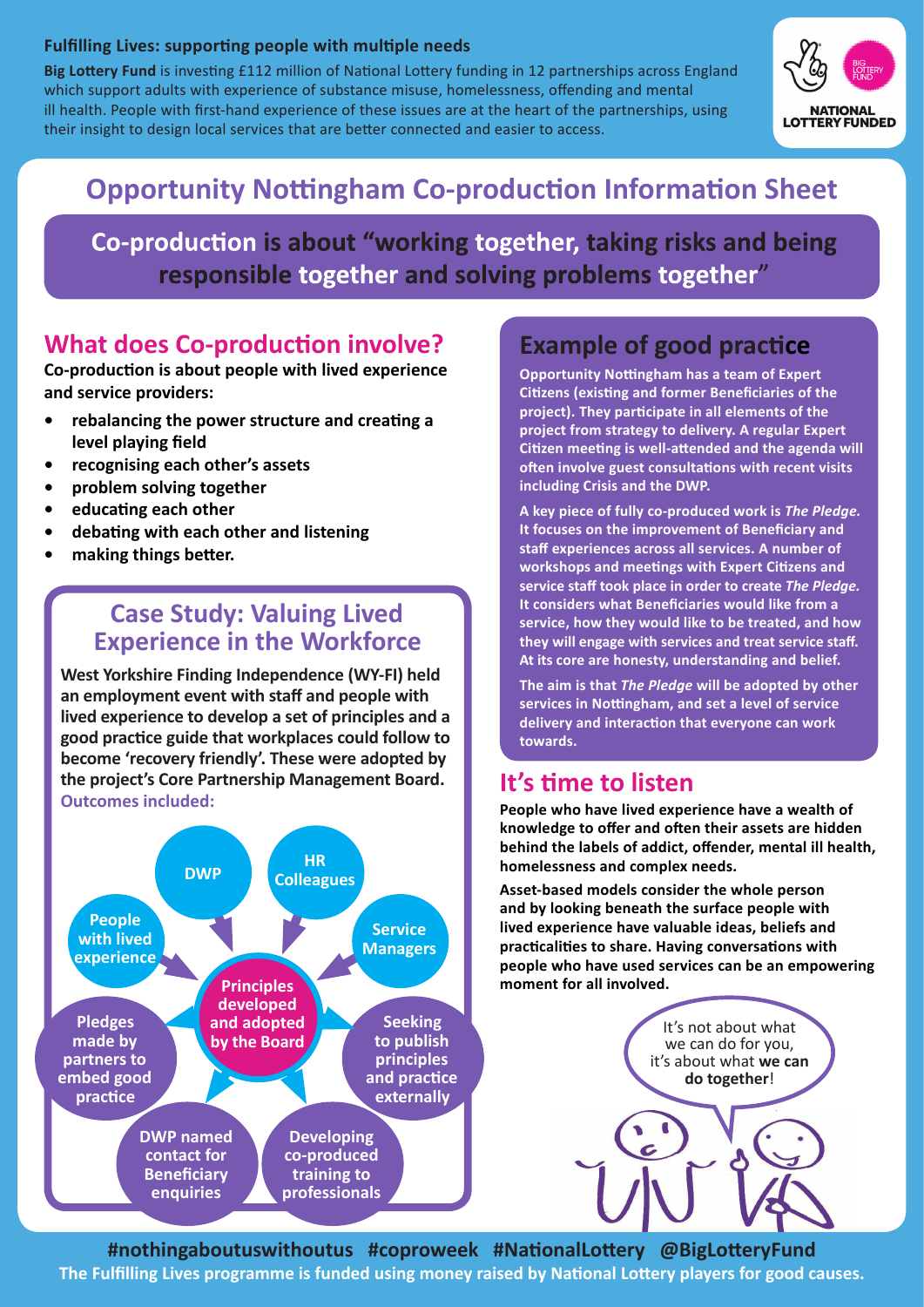**Fulfilling Lives: supporting people with multiple needs**

**Big Lottery Fund** is investing £112 million of National Lottery funding in 12 partnerships across England which support adults with experience of substance misuse, homelessness, offending and mental ill health. People with first-hand experience of these issues are at the heart of the partnerships, using their insight to design local services that are better connected and easier to access.

NATIONAL LOTTERY FUNDED

# Opportunity Nottingham Co-production Information Sheet

**Co-production is about "working together, taking risks and being responsible together and solving problems together"**

## What does Co-production involve?

**Co-production is about people with lived experience and service providers:**

- **rebalancing the power structure and creating a level playing field**
- **recognising each other's assets**
- **problem solving together**
- **educating each other**
- **debating with each other and listening**
- **making things better.**

## Case Study: Valuing Lived Experience in the Workforce

**West Yorkshire Finding Independence (WY-FI) held an employment event with staff and people with lived experience to develop a set of principles and a good practice guide that workplaces could follow to become 'recovery friendly'. These were adopted by the project's Core Partnership Management Board.**

**Outcomes included:**

- People with lived experience
- DWP
- HR Colleagues
- Service Managers
- Principles developed and adopted by the Board
- Pledges made by partners to embed good practice
- Seeking to publish principles and practice externally
- DWP named contact for Beneficiary enquiries
- Developing co-produced training to professionals

## Example of good practice

**Opportunity Nottingham has a team of Expert Citizens (existing and former Beneficiaries of the project). They participate in all elements of the project from strategy to delivery. A regular Expert Citizen meeting is well-attended and the agenda will often involve guest consultations with recent visits including Crisis and the DWP.**

**A key piece of fully co-produced work is *The Pledge*. It focuses on the improvement of Beneficiary and staff experiences across all services. A number of workshops and meetings with Expert Citizens and service staff took place in order to create *The Pledge*. It considers what Beneficiaries would like from a service, how they would like to be treated, and how they will engage with services and treat service staff. At its core are honesty, understanding and belief.**

**The aim is that *The Pledge* will be adopted by other services in Nottingham, and set a level of service delivery and interaction that everyone can work towards.**

## It's time to listen

**People who have lived experience have a wealth of knowledge to offer and often their assets are hidden behind the labels of addict, offender, mental ill health, homelessness and complex needs.**

**Asset-based models consider the whole person and by looking beneath the surface people with lived experience have valuable ideas, beliefs and practicalities to share. Having conversations with people who have used services can be an empowering moment for all involved.**

It's not about what we can do for you, it's about what **we can do together**!

**#nothingaboutuswithoutus #coproweek #NationalLottery @BigLotteryFund**

**The Fulfilling Lives programme is funded using money raised by National Lottery players for good causes.**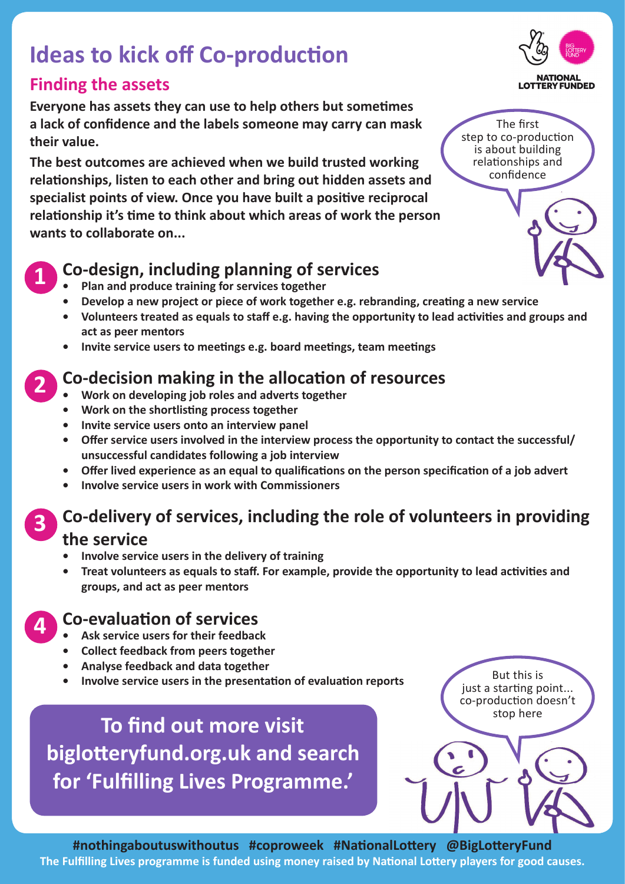# Ideas to kick off Co-production

## Finding the assets

**Everyone has assets they can use to help others but sometimes a lack of confidence and the labels someone may carry can mask their value.**

**The best outcomes are achieved when we build trusted working relationships, listen to each other and bring out hidden assets and specialist points of view. Once you have built a positive reciprocal relationship it's time to think about which areas of work the person wants to collaborate on...**

The first step to co-production is about building relationships and confidence

### 1 Co-design, including planning of services

- **Plan and produce training for services together**
- **Develop a new project or piece of work together e.g. rebranding, creating a new service**
- **Volunteers treated as equals to staff e.g. having the opportunity to lead activities and groups and act as peer mentors**
- **Invite service users to meetings e.g. board meetings, team meetings**

### 2 Co-decision making in the allocation of resources

- **Work on developing job roles and adverts together**
- **Work on the shortlisting process together**
- **Invite service users onto an interview panel**
- **Offer service users involved in the interview process the opportunity to contact the successful/unsuccessful candidates following a job interview**
- **Offer lived experience as an equal to qualifications on the person specification of a job advert**
- **Involve service users in work with Commissioners**

### 3 Co-delivery of services, including the role of volunteers in providing the service

- **Involve service users in the delivery of training**
- **Treat volunteers as equals to staff. For example, provide the opportunity to lead activities and groups, and act as peer mentors**

### 4 Co-evaluation of services

- **Ask service users for their feedback**
- **Collect feedback from peers together**
- **Analyse feedback and data together**
- **Involve service users in the presentation of evaluation reports**

But this is just a starting point... co-production doesn't stop here

**To find out more visit biglotteryfund.org.uk and search for 'Fulfilling Lives Programme.'**

**#nothingaboutuswithoutus #coproweek #NationalLottery @BigLotteryFund**

**The Fulfilling Lives programme is funded using money raised by National Lottery players for good causes.**